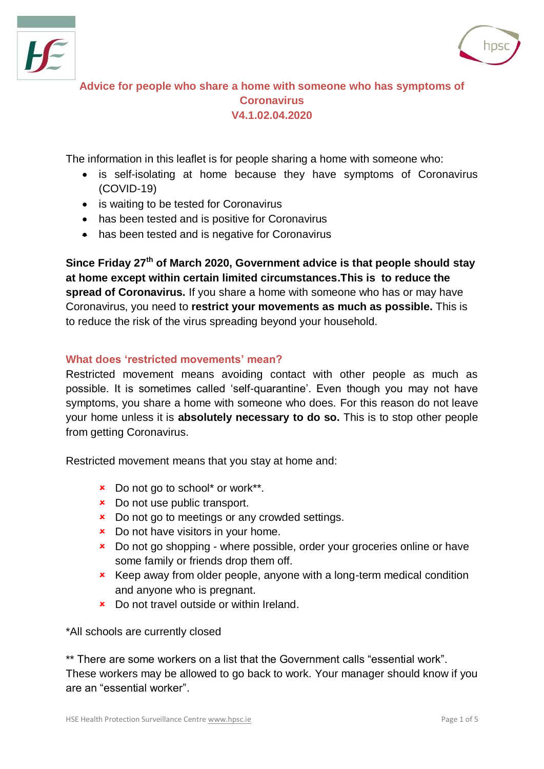# Advice for people who share a home with someone who has symptoms of Coronavirus

**V4.1.02.04.2020**

The information in this leaflet is for people sharing a home with someone who:

- is self-isolating at home because they have symptoms of Coronavirus (COVID-19)
- is waiting to be tested for Coronavirus
- has been tested and is positive for Coronavirus
- has been tested and is negative for Coronavirus

**Since Friday 27th of March 2020, Government advice is that people should stay at home except within certain limited circumstances.This is to reduce the spread of Coronavirus.** If you share a home with someone who has or may have Coronavirus, you need to **restrict your movements as much as possible.** This is to reduce the risk of the virus spreading beyond your household.

## What does 'restricted movements' mean?

Restricted movement means avoiding contact with other people as much as possible. It is sometimes called 'self-quarantine'. Even though you may not have symptoms, you share a home with someone who does. For this reason do not leave your home unless it is **absolutely necessary to do so.** This is to stop other people from getting Coronavirus.

Restricted movement means that you stay at home and:

- Do not go to school* or work**.
- Do not use public transport.
- Do not go to meetings or any crowded settings.
- Do not have visitors in your home.
- Do not go shopping - where possible, order your groceries online or have some family or friends drop them off.
- Keep away from older people, anyone with a long-term medical condition and anyone who is pregnant.
- Do not travel outside or within Ireland.

*All schools are currently closed

** There are some workers on a list that the Government calls "essential work". These workers may be allowed to go back to work. Your manager should know if you are an "essential worker".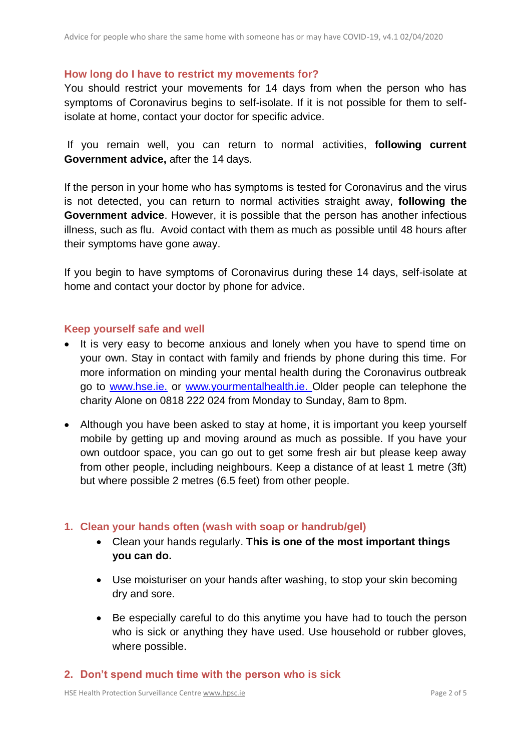## How long do I have to restrict my movements for?

You should restrict your movements for 14 days from when the person who has symptoms of Coronavirus begins to self-isolate. If it is not possible for them to self-isolate at home, contact your doctor for specific advice.

If you remain well, you can return to normal activities, **following current Government advice,** after the 14 days.

If the person in your home who has symptoms is tested for Coronavirus and the virus is not detected, you can return to normal activities straight away, **following the Government advice**. However, it is possible that the person has another infectious illness, such as flu. Avoid contact with them as much as possible until 48 hours after their symptoms have gone away.

If you begin to have symptoms of Coronavirus during these 14 days, self-isolate at home and contact your doctor by phone for advice.

## Keep yourself safe and well

- It is very easy to become anxious and lonely when you have to spend time on your own. Stay in contact with family and friends by phone during this time. For more information on minding your mental health during the Coronavirus outbreak go to [www.hse.ie.](http://www.hse.ie) or [www.yourmentalhealth.ie.](http://www.yourmentalhealth.ie) Older people can telephone the charity Alone on 0818 222 024 from Monday to Sunday, 8am to 8pm.
- Although you have been asked to stay at home, it is important you keep yourself mobile by getting up and moving around as much as possible. If you have your own outdoor space, you can go out to get some fresh air but please keep away from other people, including neighbours. Keep a distance of at least 1 metre (3ft) but where possible 2 metres (6.5 feet) from other people.

### 1. Clean your hands often (wash with soap or handrub/gel)

- Clean your hands regularly. **This is one of the most important things you can do.**
- Use moisturiser on your hands after washing, to stop your skin becoming dry and sore.
- Be especially careful to do this anytime you have had to touch the person who is sick or anything they have used. Use household or rubber gloves, where possible.

### 2. Don't spend much time with the person who is sick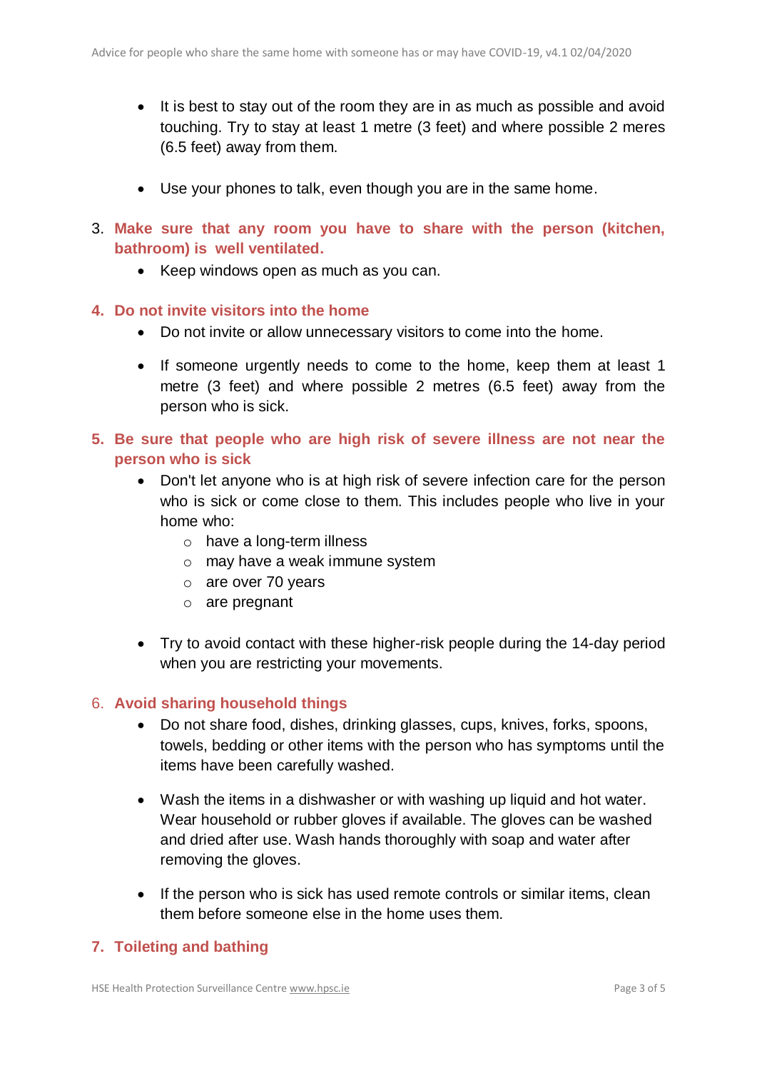- It is best to stay out of the room they are in as much as possible and avoid touching. Try to stay at least 1 metre (3 feet) and where possible 2 meres (6.5 feet) away from them.

- Use your phones to talk, even though you are in the same home.

3. **Make sure that any room you have to share with the person (kitchen, bathroom) is well ventilated.**
    - Keep windows open as much as you can.

4. **Do not invite visitors into the home**
    - Do not invite or allow unnecessary visitors to come into the home.
    - If someone urgently needs to come to the home, keep them at least 1 metre (3 feet) and where possible 2 metres (6.5 feet) away from the person who is sick.

5. **Be sure that people who are high risk of severe illness are not near the person who is sick**
    - Don't let anyone who is at high risk of severe infection care for the person who is sick or come close to them. This includes people who live in your home who:
        - have a long-term illness
        - may have a weak immune system
        - are over 70 years
        - are pregnant
    - Try to avoid contact with these higher-risk people during the 14-day period when you are restricting your movements.

6. **Avoid sharing household things**
    - Do not share food, dishes, drinking glasses, cups, knives, forks, spoons, towels, bedding or other items with the person who has symptoms until the items have been carefully washed.
    - Wash the items in a dishwasher or with washing up liquid and hot water. Wear household or rubber gloves if available. The gloves can be washed and dried after use. Wash hands thoroughly with soap and water after removing the gloves.
    - If the person who is sick has used remote controls or similar items, clean them before someone else in the home uses them.

7. **Toileting and bathing**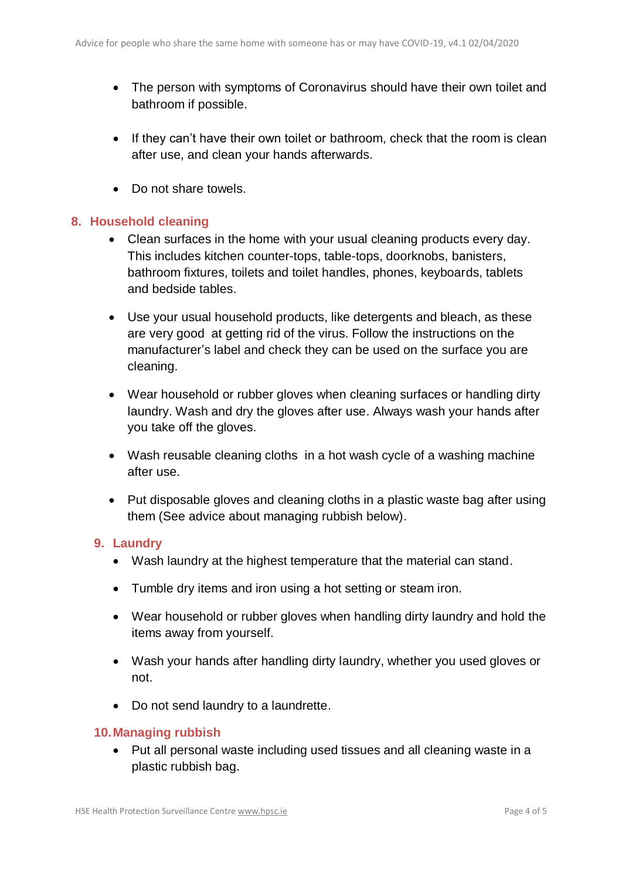- The person with symptoms of Coronavirus should have their own toilet and bathroom if possible.

- If they can't have their own toilet or bathroom, check that the room is clean after use, and clean your hands afterwards.

- Do not share towels.

## 8. Household cleaning

- Clean surfaces in the home with your usual cleaning products every day. This includes kitchen counter-tops, table-tops, doorknobs, banisters, bathroom fixtures, toilets and toilet handles, phones, keyboards, tablets and bedside tables.

- Use your usual household products, like detergents and bleach, as these are very good at getting rid of the virus. Follow the instructions on the manufacturer's label and check they can be used on the surface you are cleaning.

- Wear household or rubber gloves when cleaning surfaces or handling dirty laundry. Wash and dry the gloves after use. Always wash your hands after you take off the gloves.

- Wash reusable cleaning cloths in a hot wash cycle of a washing machine after use.

- Put disposable gloves and cleaning cloths in a plastic waste bag after using them (See advice about managing rubbish below).

## 9. Laundry

- Wash laundry at the highest temperature that the material can stand.

- Tumble dry items and iron using a hot setting or steam iron.

- Wear household or rubber gloves when handling dirty laundry and hold the items away from yourself.

- Wash your hands after handling dirty laundry, whether you used gloves or not.

- Do not send laundry to a laundrette.

## 10. Managing rubbish

- Put all personal waste including used tissues and all cleaning waste in a plastic rubbish bag.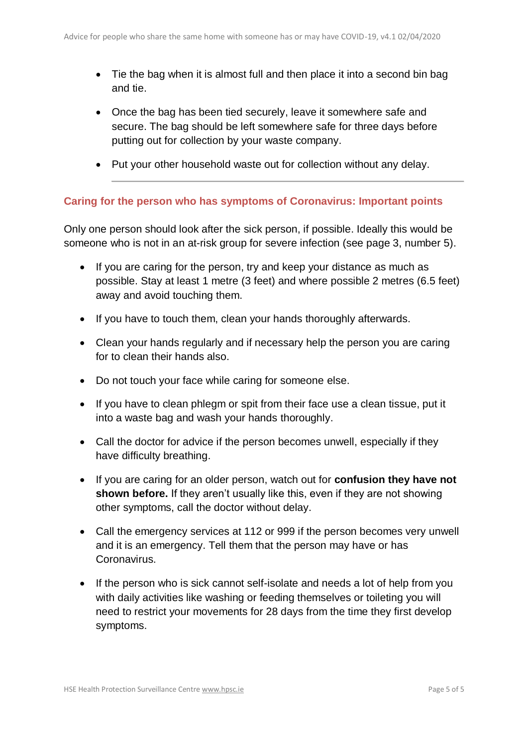- Tie the bag when it is almost full and then place it into a second bin bag and tie.
- Once the bag has been tied securely, leave it somewhere safe and secure. The bag should be left somewhere safe for three days before putting out for collection by your waste company.
- Put your other household waste out for collection without any delay.

---

## Caring for the person who has symptoms of Coronavirus: Important points

Only one person should look after the sick person, if possible. Ideally this would be someone who is not in an at-risk group for severe infection (see page 3, number 5).

- If you are caring for the person, try and keep your distance as much as possible. Stay at least 1 metre (3 feet) and where possible 2 metres (6.5 feet) away and avoid touching them.
- If you have to touch them, clean your hands thoroughly afterwards.
- Clean your hands regularly and if necessary help the person you are caring for to clean their hands also.
- Do not touch your face while caring for someone else.
- If you have to clean phlegm or spit from their face use a clean tissue, put it into a waste bag and wash your hands thoroughly.
- Call the doctor for advice if the person becomes unwell, especially if they have difficulty breathing.
- If you are caring for an older person, watch out for **confusion they have not shown before.** If they aren't usually like this, even if they are not showing other symptoms, call the doctor without delay.
- Call the emergency services at 112 or 999 if the person becomes very unwell and it is an emergency. Tell them that the person may have or has Coronavirus.
- If the person who is sick cannot self-isolate and needs a lot of help from you with daily activities like washing or feeding themselves or toileting you will need to restrict your movements for 28 days from the time they first develop symptoms.